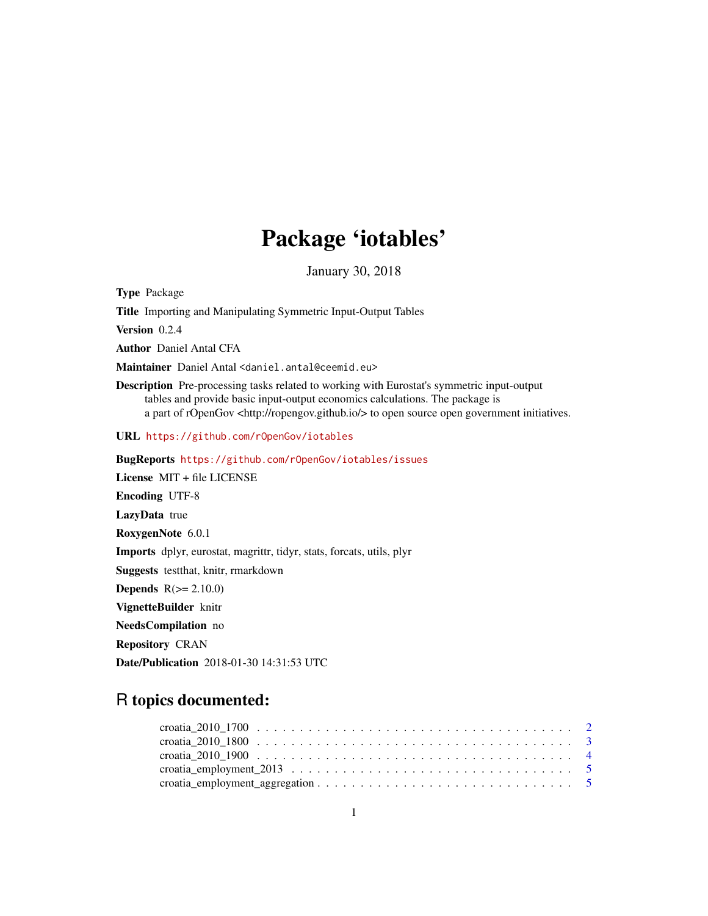# Package 'iotables'

January 30, 2018

**Type** Package

**Title** Importing and Manipulating Symmetric Input-Output Tables

**Version** 0.2.4

**Author** Daniel Antal CFA

**Maintainer** Daniel Antal <daniel.antal@ceemid.eu>

**Description** Pre-processing tasks related to working with Eurostat's symmetric input-output tables and provide basic input-output economics calculations. The package is a part of rOpenGov <http://ropengov.github.io/> to open source open government initiatives.

**URL** https://github.com/rOpenGov/iotables

**BugReports** https://github.com/rOpenGov/iotables/issues

**License** MIT + file LICENSE

**Encoding** UTF-8

**LazyData** true

**RoxygenNote** 6.0.1

**Imports** dplyr, eurostat, magrittr, tidyr, stats, forcats, utils, plyr

**Suggests** testthat, knitr, rmarkdown

**Depends** R(>= 2.10.0)

**VignetteBuilder** knitr

**NeedsCompilation** no

**Repository** CRAN

**Date/Publication** 2018-01-30 14:31:53 UTC

## R topics documented:

- croatia_2010_1700 . . . . . . . . . . . . . . . . . . . . . . . . . . . . . . . . . . . . 2
- croatia_2010_1800 . . . . . . . . . . . . . . . . . . . . . . . . . . . . . . . . . . . . 3
- croatia_2010_1900 . . . . . . . . . . . . . . . . . . . . . . . . . . . . . . . . . . . . 4
- croatia_employment_2013 . . . . . . . . . . . . . . . . . . . . . . . . . . . . . . . . 5
- croatia_employment_aggregation . . . . . . . . . . . . . . . . . . . . . . . . . . . . 5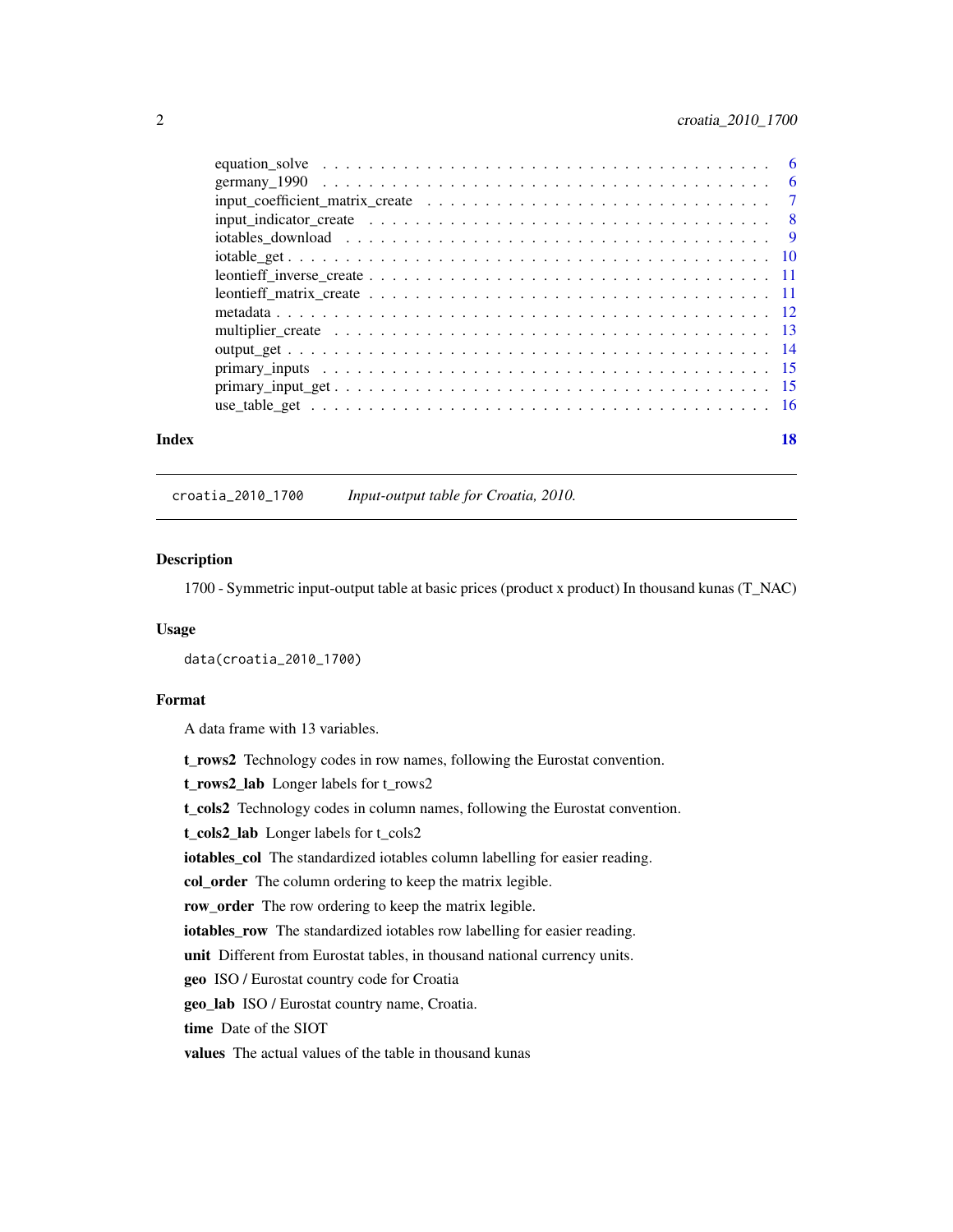equation_solve . . . . . . . . . . . . . . . . . . . . . . . . . . . . . . . . . . . . . . 6
germany_1990 . . . . . . . . . . . . . . . . . . . . . . . . . . . . . . . . . . . . . . 6
input_coefficient_matrix_create . . . . . . . . . . . . . . . . . . . . . . . . . . . . 7
input_indicator_create . . . . . . . . . . . . . . . . . . . . . . . . . . . . . . . . . 8
iotables_download . . . . . . . . . . . . . . . . . . . . . . . . . . . . . . . . . . . 9
iotable_get . . . . . . . . . . . . . . . . . . . . . . . . . . . . . . . . . . . . . . . 10
leontieff_inverse_create . . . . . . . . . . . . . . . . . . . . . . . . . . . . . . . . 11
leontieff_matrix_create . . . . . . . . . . . . . . . . . . . . . . . . . . . . . . . . 11
metadata . . . . . . . . . . . . . . . . . . . . . . . . . . . . . . . . . . . . . . . . 12
multiplier_create . . . . . . . . . . . . . . . . . . . . . . . . . . . . . . . . . . . 13
output_get . . . . . . . . . . . . . . . . . . . . . . . . . . . . . . . . . . . . . . . 14
primary_inputs . . . . . . . . . . . . . . . . . . . . . . . . . . . . . . . . . . . . . 15
primary_input_get . . . . . . . . . . . . . . . . . . . . . . . . . . . . . . . . . . . 15
use_table_get . . . . . . . . . . . . . . . . . . . . . . . . . . . . . . . . . . . . . . 16

**Index** 18

---

`croatia_2010_1700` *Input-output table for Croatia, 2010.*

---

## Description

1700 - Symmetric input-output table at basic prices (product x product) In thousand kunas (T_NAC)

## Usage

```
data(croatia_2010_1700)
```

## Format

A data frame with 13 variables.

**t_rows2** Technology codes in row names, following the Eurostat convention.

**t_rows2_lab** Longer labels for t_rows2

**t_cols2** Technology codes in column names, following the Eurostat convention.

**t_cols2_lab** Longer labels for t_cols2

**iotables_col** The standardized iotables column labelling for easier reading.

**col_order** The column ordering to keep the matrix legible.

**row_order** The row ordering to keep the matrix legible.

**iotables_row** The standardized iotables row labelling for easier reading.

**unit** Different from Eurostat tables, in thousand national currency units.

**geo** ISO / Eurostat country code for Croatia

**geo_lab** ISO / Eurostat country name, Croatia.

**time** Date of the SIOT

**values** The actual values of the table in thousand kunas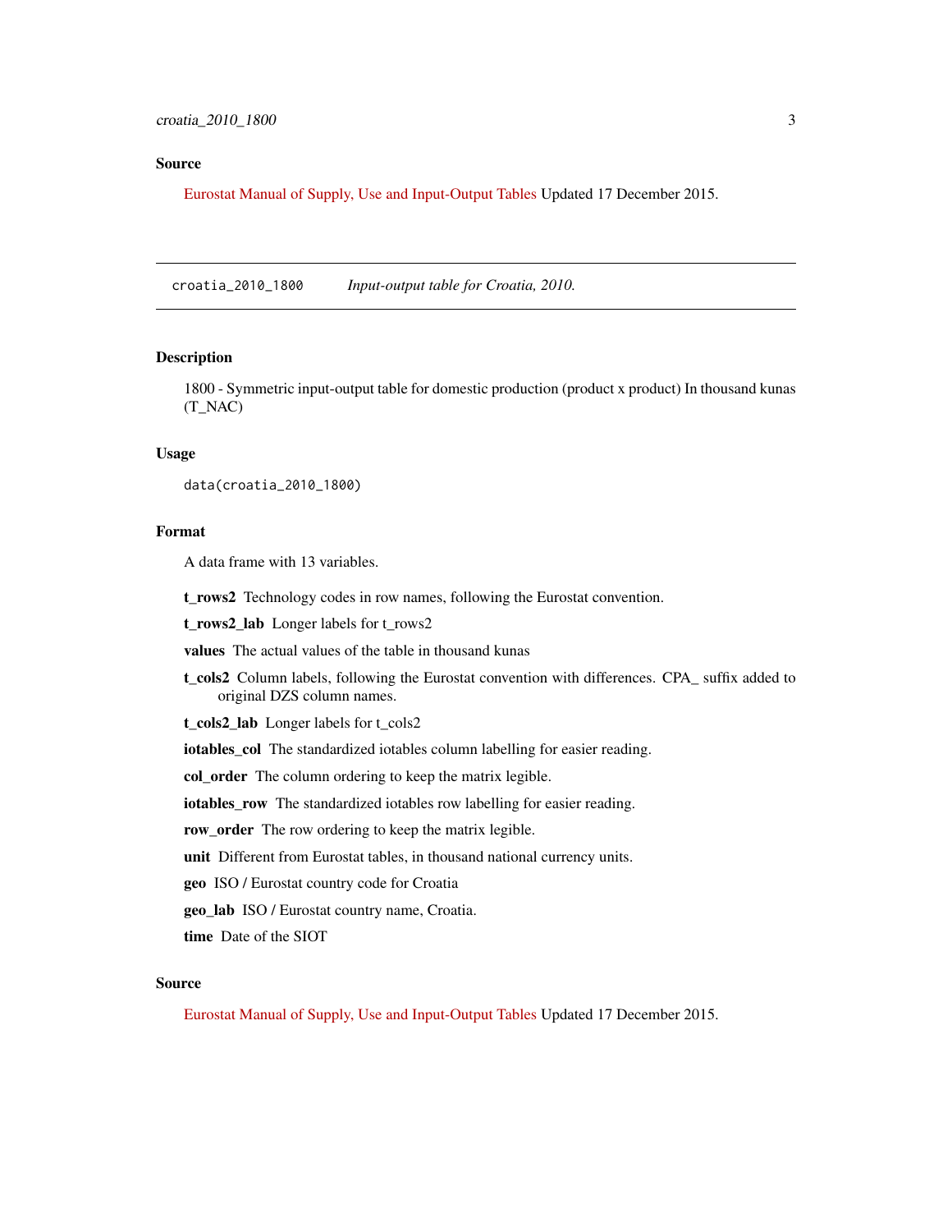## Source

Eurostat Manual of Supply, Use and Input-Output Tables Updated 17 December 2015.

---

`croatia_2010_1800` *Input-output table for Croatia, 2010.*

---

### Description

1800 - Symmetric input-output table for domestic production (product x product) In thousand kunas (T_NAC)

### Usage

```
data(croatia_2010_1800)
```

### Format

A data frame with 13 variables.

- **t_rows2** Technology codes in row names, following the Eurostat convention.
- **t_rows2_lab** Longer labels for t_rows2
- **values** The actual values of the table in thousand kunas
- **t_cols2** Column labels, following the Eurostat convention with differences. CPA_ suffix added to original DZS column names.
- **t_cols2_lab** Longer labels for t_cols2
- **iotables_col** The standardized iotables column labelling for easier reading.
- **col_order** The column ordering to keep the matrix legible.
- **iotables_row** The standardized iotables row labelling for easier reading.
- **row_order** The row ordering to keep the matrix legible.
- **unit** Different from Eurostat tables, in thousand national currency units.
- **geo** ISO / Eurostat country code for Croatia
- **geo_lab** ISO / Eurostat country name, Croatia.
- **time** Date of the SIOT

### Source

Eurostat Manual of Supply, Use and Input-Output Tables Updated 17 December 2015.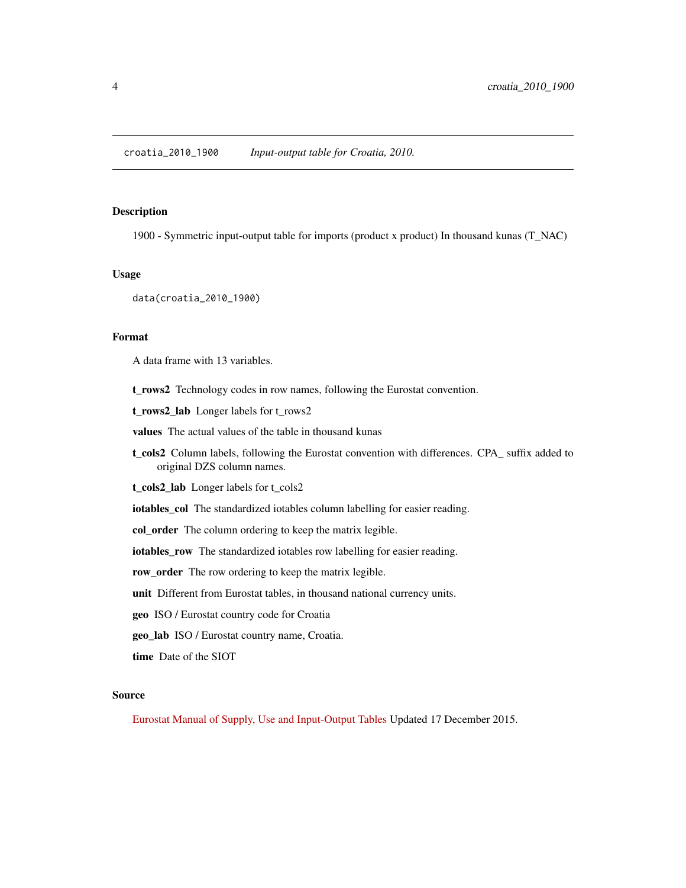## croatia_2010_1900 *Input-output table for Croatia, 2010.*

### Description

1900 - Symmetric input-output table for imports (product x product) In thousand kunas (T_NAC)

### Usage

```
data(croatia_2010_1900)
```

### Format

A data frame with 13 variables.

**t_rows2** Technology codes in row names, following the Eurostat convention.

**t_rows2_lab** Longer labels for t_rows2

**values** The actual values of the table in thousand kunas

**t_cols2** Column labels, following the Eurostat convention with differences. CPA_ suffix added to original DZS column names.

**t_cols2_lab** Longer labels for t_cols2

**iotables_col** The standardized iotables column labelling for easier reading.

**col_order** The column ordering to keep the matrix legible.

**iotables_row** The standardized iotables row labelling for easier reading.

**row_order** The row ordering to keep the matrix legible.

**unit** Different from Eurostat tables, in thousand national currency units.

**geo** ISO / Eurostat country code for Croatia

**geo_lab** ISO / Eurostat country name, Croatia.

**time** Date of the SIOT

### Source

Eurostat Manual of Supply, Use and Input-Output Tables Updated 17 December 2015.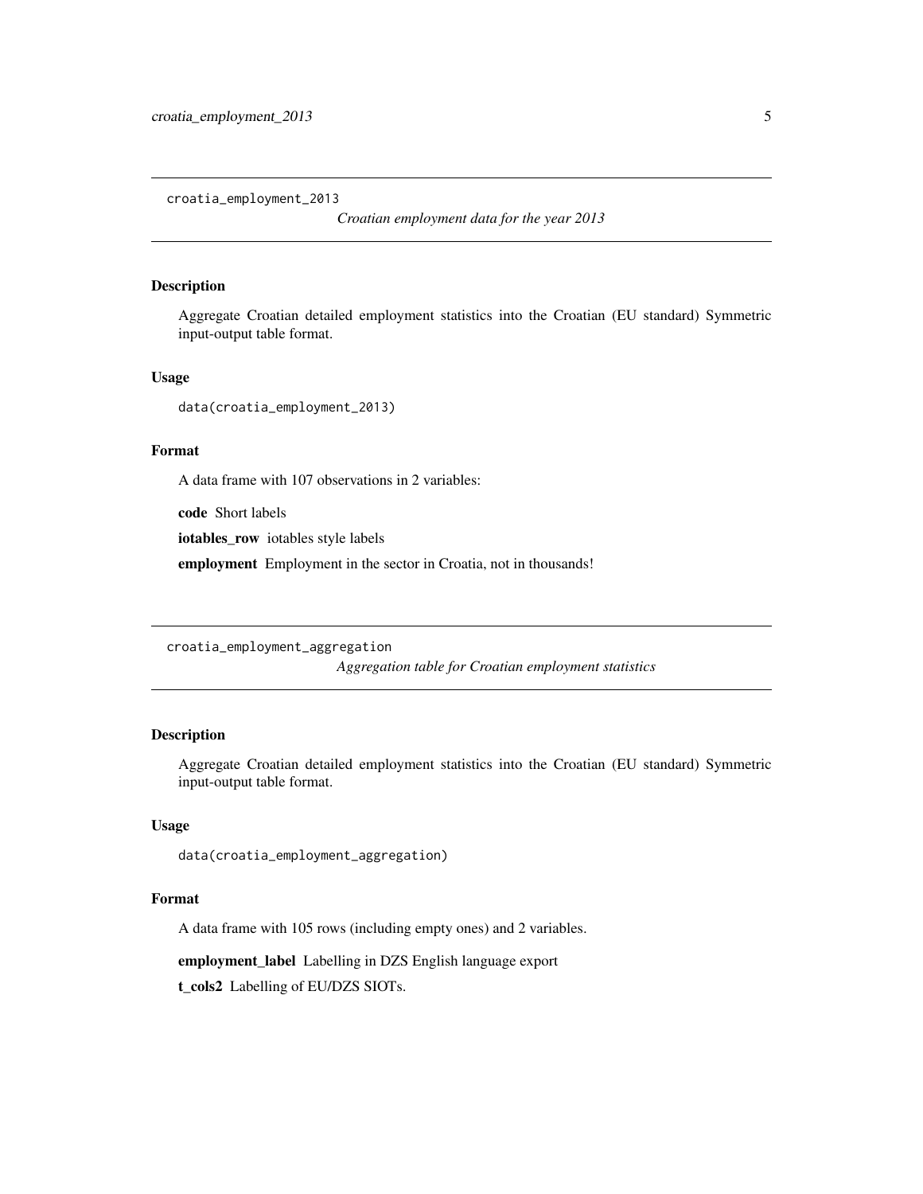## croatia_employment_2013

*Croatian employment data for the year 2013*

### Description

Aggregate Croatian detailed employment statistics into the Croatian (EU standard) Symmetric input-output table format.

### Usage

```
data(croatia_employment_2013)
```

### Format

A data frame with 107 observations in 2 variables:

**code** Short labels

**iotables_row** iotables style labels

**employment** Employment in the sector in Croatia, not in thousands!

## croatia_employment_aggregation

*Aggregation table for Croatian employment statistics*

### Description

Aggregate Croatian detailed employment statistics into the Croatian (EU standard) Symmetric input-output table format.

### Usage

```
data(croatia_employment_aggregation)
```

### Format

A data frame with 105 rows (including empty ones) and 2 variables.

**employment_label** Labelling in DZS English language export

**t_cols2** Labelling of EU/DZS SIOTs.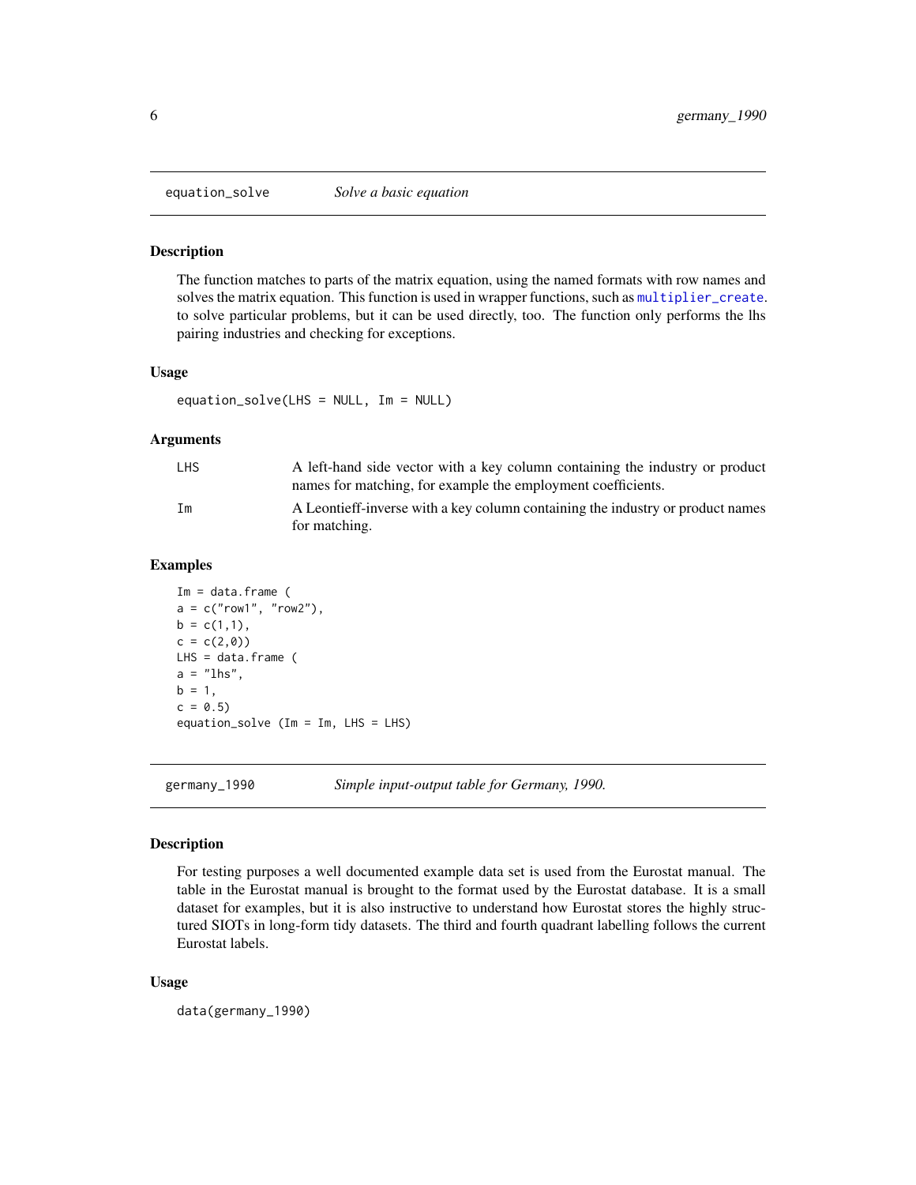## equation_solve — *Solve a basic equation*

### Description

The function matches to parts of the matrix equation, using the named formats with row names and solves the matrix equation. This function is used in wrapper functions, such as multiplier_create. to solve particular problems, but it can be used directly, too. The function only performs the lhs pairing industries and checking for exceptions.

### Usage

```
equation_solve(LHS = NULL, Im = NULL)
```

### Arguments

| | |
|---|---|
| LHS | A left-hand side vector with a key column containing the industry or product names for matching, for example the employment coefficients. |
| Im | A Leontieff-inverse with a key column containing the industry or product names for matching. |

### Examples

```
Im = data.frame (
a = c("row1", "row2"),
b = c(1,1),
c = c(2,0))
LHS = data.frame (
a = "lhs",
b = 1,
c = 0.5)
equation_solve (Im = Im, LHS = LHS)
```

## germany_1990 — *Simple input-output table for Germany, 1990.*

### Description

For testing purposes a well documented example data set is used from the Eurostat manual. The table in the Eurostat manual is brought to the format used by the Eurostat database. It is a small dataset for examples, but it is also instructive to understand how Eurostat stores the highly structured SIOTs in long-form tidy datasets. The third and fourth quadrant labelling follows the current Eurostat labels.

### Usage

```
data(germany_1990)
```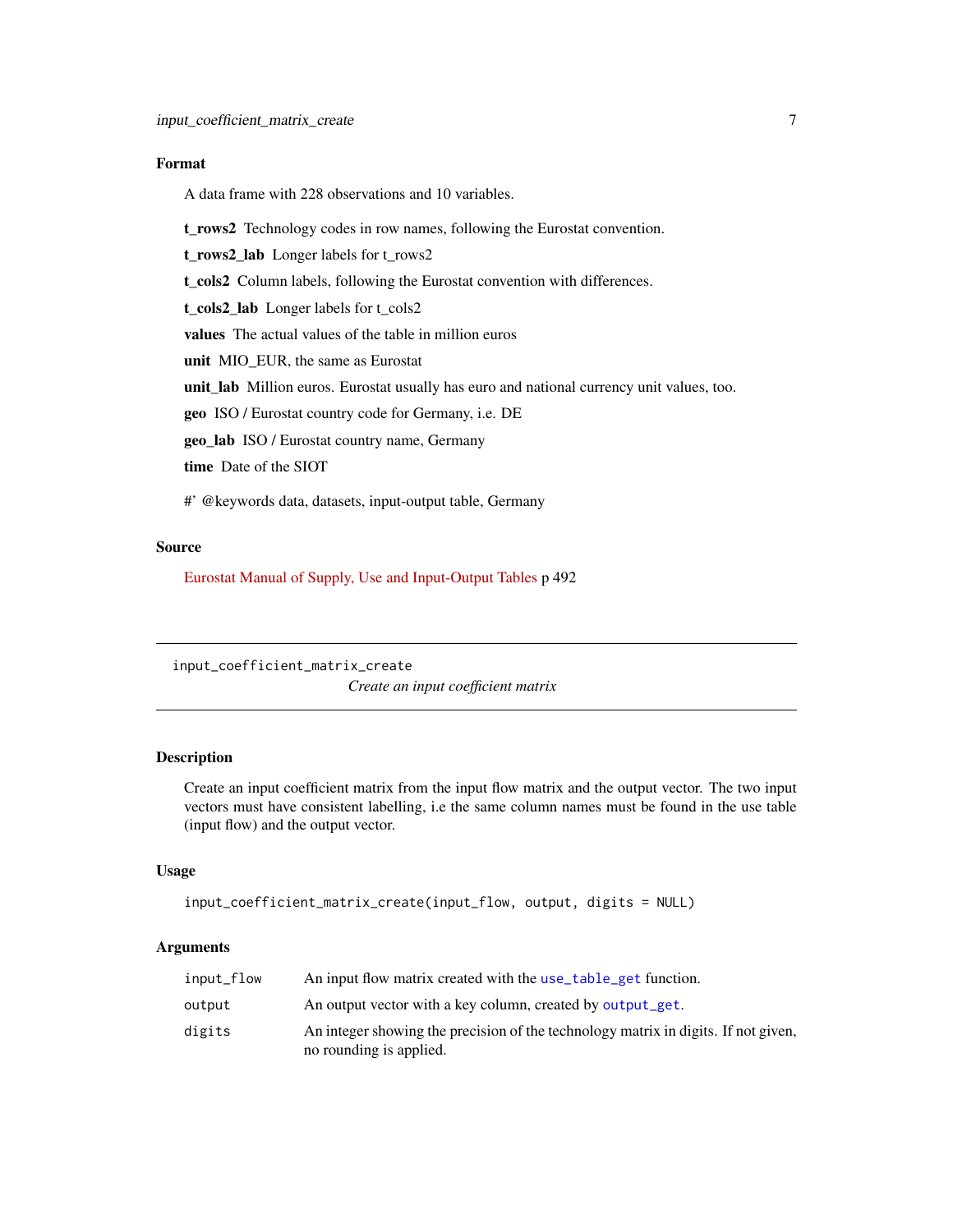## Format

A data frame with 228 observations and 10 variables.

**t_rows2** Technology codes in row names, following the Eurostat convention.

**t_rows2_lab** Longer labels for t_rows2

**t_cols2** Column labels, following the Eurostat convention with differences.

**t_cols2_lab** Longer labels for t_cols2

**values** The actual values of the table in million euros

**unit** MIO_EUR, the same as Eurostat

**unit_lab** Million euros. Eurostat usually has euro and national currency unit values, too.

**geo** ISO / Eurostat country code for Germany, i.e. DE

**geo_lab** ISO / Eurostat country name, Germany

**time** Date of the SIOT

#' @keywords data, datasets, input-output table, Germany

## Source

Eurostat Manual of Supply, Use and Input-Output Tables p 492

---

`input_coefficient_matrix_create` *Create an input coefficient matrix*

---

## Description

Create an input coefficient matrix from the input flow matrix and the output vector. The two input vectors must have consistent labelling, i.e the same column names must be found in the use table (input flow) and the output vector.

## Usage

```
input_coefficient_matrix_create(input_flow, output, digits = NULL)
```

## Arguments

| | |
|---|---|
| `input_flow` | An input flow matrix created with the `use_table_get` function. |
| `output` | An output vector with a key column, created by `output_get`. |
| `digits` | An integer showing the precision of the technology matrix in digits. If not given, no rounding is applied. |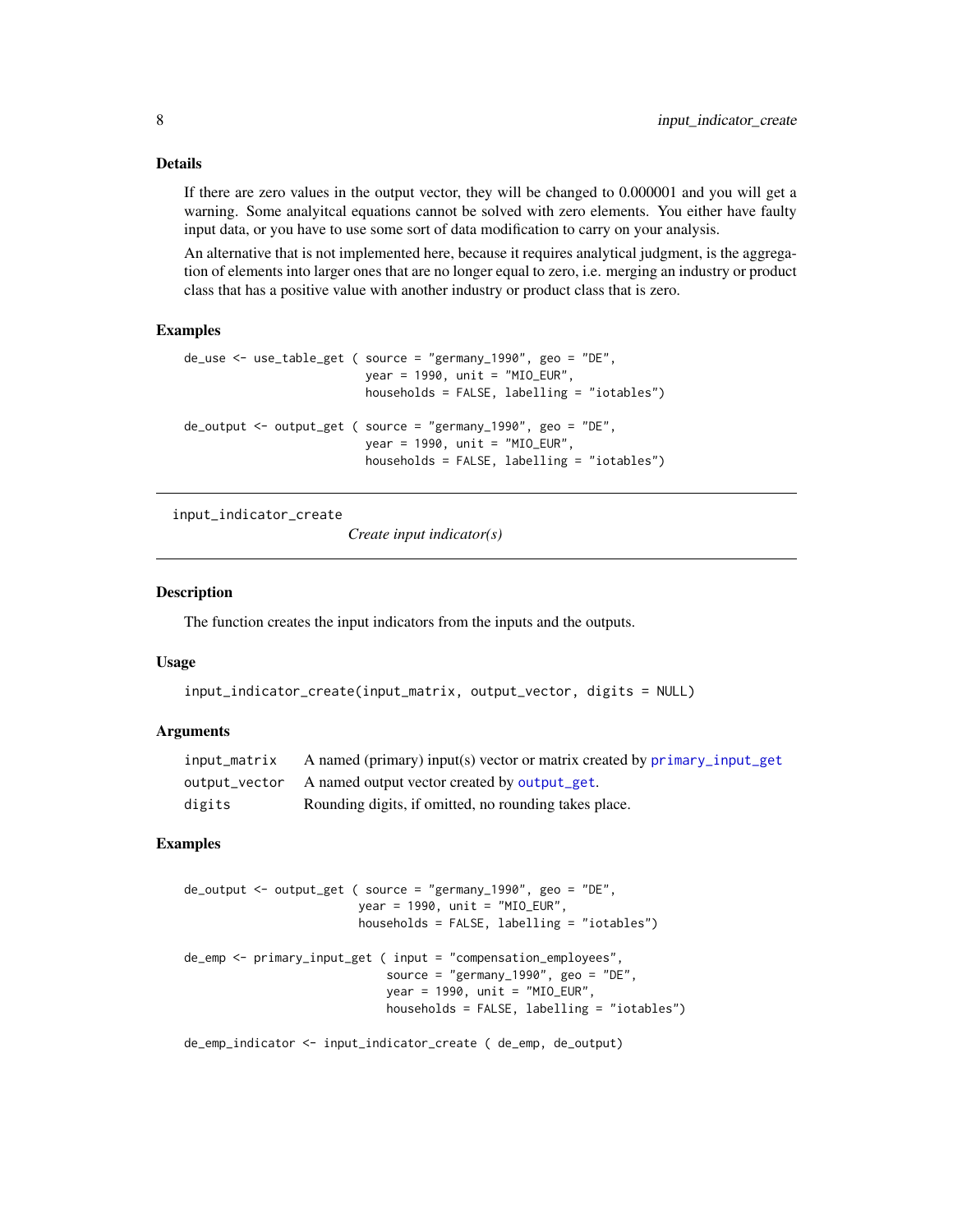### Details

If there are zero values in the output vector, they will be changed to 0.000001 and you will get a warning. Some analyitcal equations cannot be solved with zero elements. You either have faulty input data, or you have to use some sort of data modification to carry on your analysis.

An alternative that is not implemented here, because it requires analytical judgment, is the aggregation of elements into larger ones that are no longer equal to zero, i.e. merging an industry or product class that has a positive value with another industry or product class that is zero.

### Examples

```
de_use <- use_table_get ( source = "germany_1990", geo = "DE",
                          year = 1990, unit = "MIO_EUR",
                          households = FALSE, labelling = "iotables")

de_output <- output_get ( source = "germany_1990", geo = "DE",
                          year = 1990, unit = "MIO_EUR",
                          households = FALSE, labelling = "iotables")
```

## input_indicator_create

*Create input indicator(s)*

### Description

The function creates the input indicators from the inputs and the outputs.

### Usage

```
input_indicator_create(input_matrix, output_vector, digits = NULL)
```

### Arguments

| | |
|---|---|
| input_matrix | A named (primary) input(s) vector or matrix created by primary_input_get |
| output_vector | A named output vector created by output_get. |
| digits | Rounding digits, if omitted, no rounding takes place. |

### Examples

```
de_output <- output_get ( source = "germany_1990", geo = "DE",
                         year = 1990, unit = "MIO_EUR",
                         households = FALSE, labelling = "iotables")

de_emp <- primary_input_get ( input = "compensation_employees",
                             source = "germany_1990", geo = "DE",
                             year = 1990, unit = "MIO_EUR",
                             households = FALSE, labelling = "iotables")

de_emp_indicator <- input_indicator_create ( de_emp, de_output)
```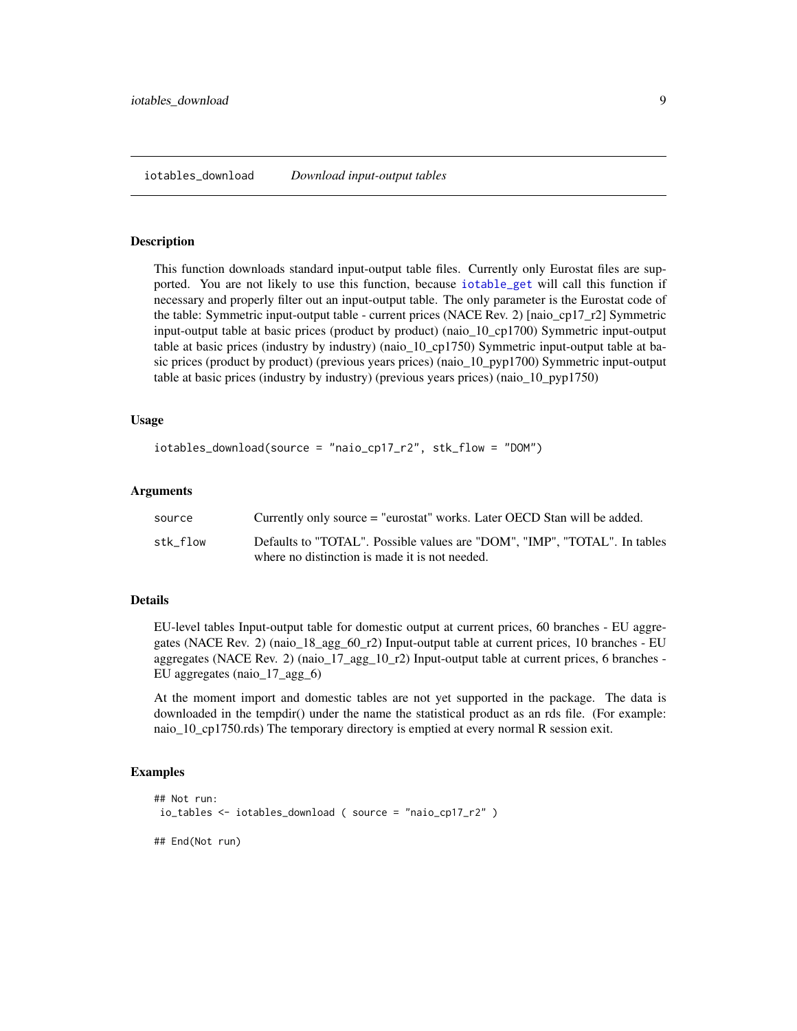## iotables_download — *Download input-output tables*

### Description

This function downloads standard input-output table files. Currently only Eurostat files are supported. You are not likely to use this function, because iotable_get will call this function if necessary and properly filter out an input-output table. The only parameter is the Eurostat code of the table: Symmetric input-output table - current prices (NACE Rev. 2) [naio_cp17_r2] Symmetric input-output table at basic prices (product by product) (naio_10_cp1700) Symmetric input-output table at basic prices (industry by industry) (naio_10_cp1750) Symmetric input-output table at basic prices (product by product) (previous years prices) (naio_10_pyp1700) Symmetric input-output table at basic prices (industry by industry) (previous years prices) (naio_10_pyp1750)

### Usage

```
iotables_download(source = "naio_cp17_r2", stk_flow = "DOM")
```

### Arguments

| | |
|---|---|
| source | Currently only source = "eurostat" works. Later OECD Stan will be added. |
| stk_flow | Defaults to "TOTAL". Possible values are "DOM", "IMP", "TOTAL". In tables where no distinction is made it is not needed. |

### Details

EU-level tables Input-output table for domestic output at current prices, 60 branches - EU aggregates (NACE Rev. 2) (naio_18_agg_60_r2) Input-output table at current prices, 10 branches - EU aggregates (NACE Rev. 2) (naio_17_agg_10_r2) Input-output table at current prices, 6 branches - EU aggregates (naio_17_agg_6)

At the moment import and domestic tables are not yet supported in the package. The data is downloaded in the tempdir() under the name the statistical product as an rds file. (For example: naio_10_cp1750.rds) The temporary directory is emptied at every normal R session exit.

### Examples

```
## Not run:
 io_tables <- iotables_download ( source = "naio_cp17_r2" )

## End(Not run)
```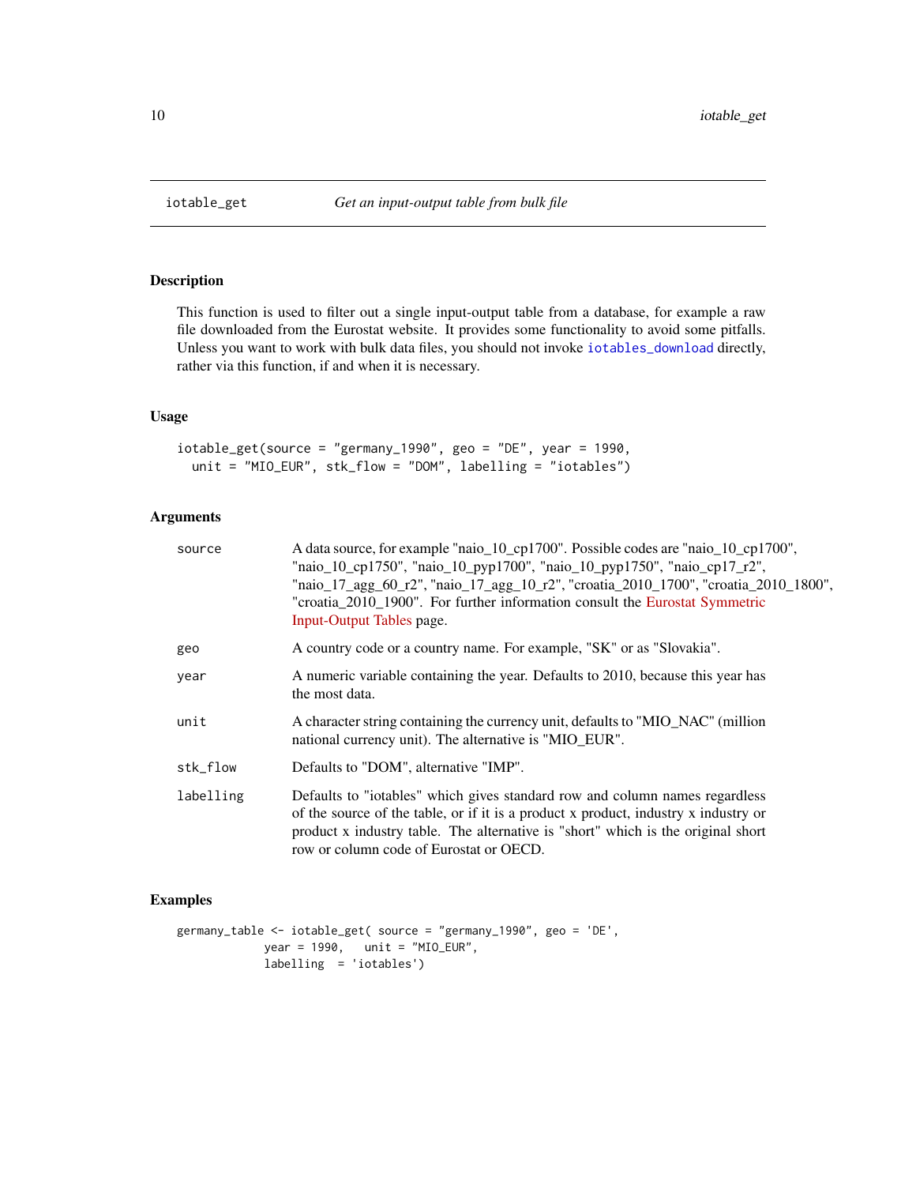# iotable_get — *Get an input-output table from bulk file*

## Description

This function is used to filter out a single input-output table from a database, for example a raw file downloaded from the Eurostat website. It provides some functionality to avoid some pitfalls. Unless you want to work with bulk data files, you should not invoke `iotables_download` directly, rather via this function, if and when it is necessary.

## Usage

```
iotable_get(source = "germany_1990", geo = "DE", year = 1990,
  unit = "MIO_EUR", stk_flow = "DOM", labelling = "iotables")
```

## Arguments

| | |
|---|---|
| `source` | A data source, for example "naio_10_cp1700". Possible codes are "naio_10_cp1700", "naio_10_cp1750", "naio_10_pyp1700", "naio_10_pyp1750", "naio_cp17_r2", "naio_17_agg_60_r2", "naio_17_agg_10_r2", "croatia_2010_1700", "croatia_2010_1800", "croatia_2010_1900". For further information consult the Eurostat Symmetric Input-Output Tables page. |
| `geo` | A country code or a country name. For example, "SK" or as "Slovakia". |
| `year` | A numeric variable containing the year. Defaults to 2010, because this year has the most data. |
| `unit` | A character string containing the currency unit, defaults to "MIO_NAC" (million national currency unit). The alternative is "MIO_EUR". |
| `stk_flow` | Defaults to "DOM", alternative "IMP". |
| `labelling` | Defaults to "iotables" which gives standard row and column names regardless of the source of the table, or if it is a product x product, industry x industry or product x industry table. The alternative is "short" which is the original short row or column code of Eurostat or OECD. |

## Examples

```
germany_table <- iotable_get( source = "germany_1990", geo = 'DE',
             year = 1990,   unit = "MIO_EUR",
             labelling  = 'iotables')
```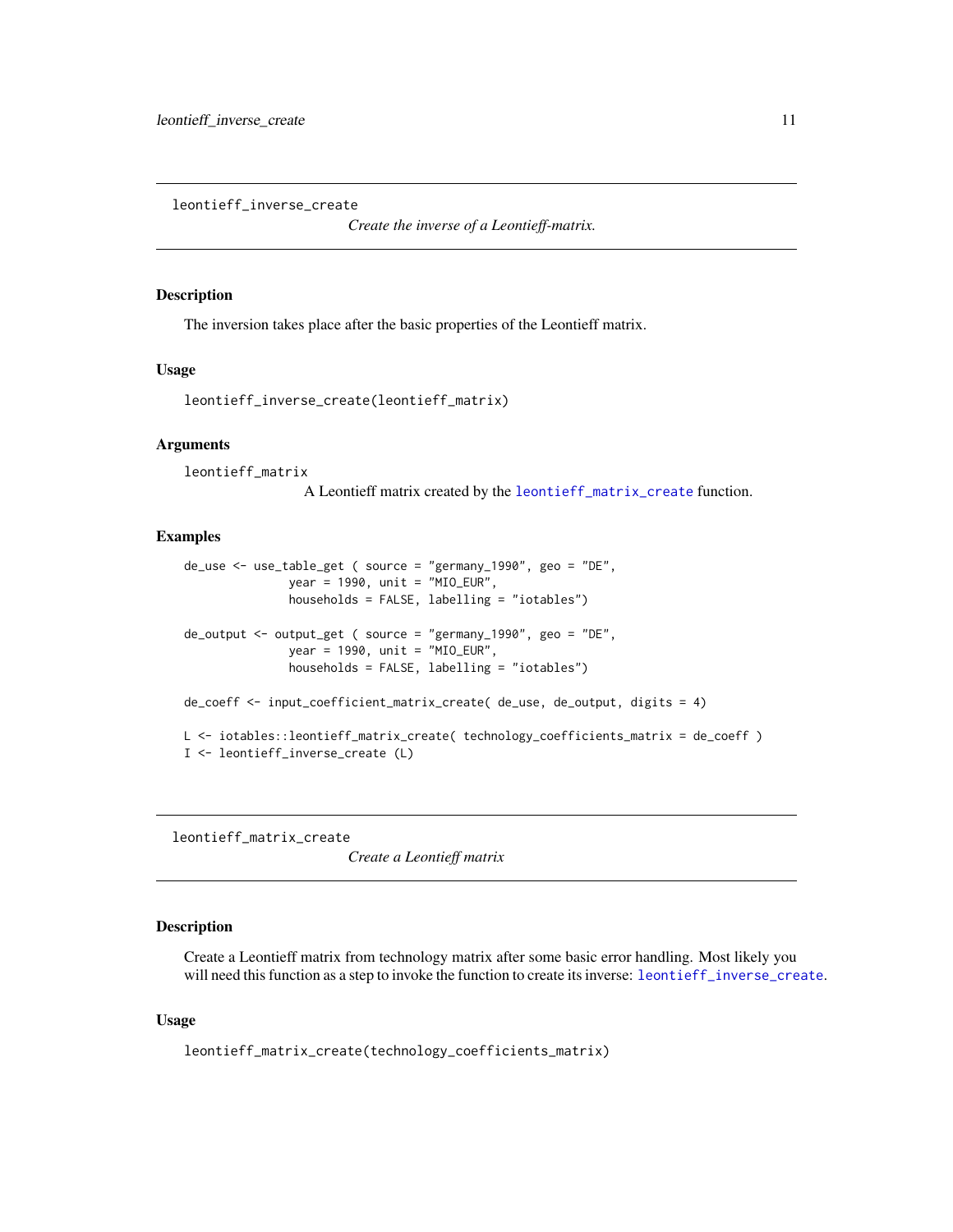## leontieff_inverse_create

*Create the inverse of a Leontieff-matrix.*

### Description

The inversion takes place after the basic properties of the Leontieff matrix.

### Usage

```
leontieff_inverse_create(leontieff_matrix)
```

### Arguments

`leontieff_matrix`
: A Leontieff matrix created by the `leontieff_matrix_create` function.

### Examples

```
de_use <- use_table_get ( source = "germany_1990", geo = "DE",
               year = 1990, unit = "MIO_EUR",
               households = FALSE, labelling = "iotables")

de_output <- output_get ( source = "germany_1990", geo = "DE",
               year = 1990, unit = "MIO_EUR",
               households = FALSE, labelling = "iotables")

de_coeff <- input_coefficient_matrix_create( de_use, de_output, digits = 4)

L <- iotables::leontieff_matrix_create( technology_coefficients_matrix = de_coeff )
I <- leontieff_inverse_create (L)
```

## leontieff_matrix_create

*Create a Leontieff matrix*

### Description

Create a Leontieff matrix from technology matrix after some basic error handling. Most likely you will need this function as a step to invoke the function to create its inverse: `leontieff_inverse_create`.

### Usage

```
leontieff_matrix_create(technology_coefficients_matrix)
```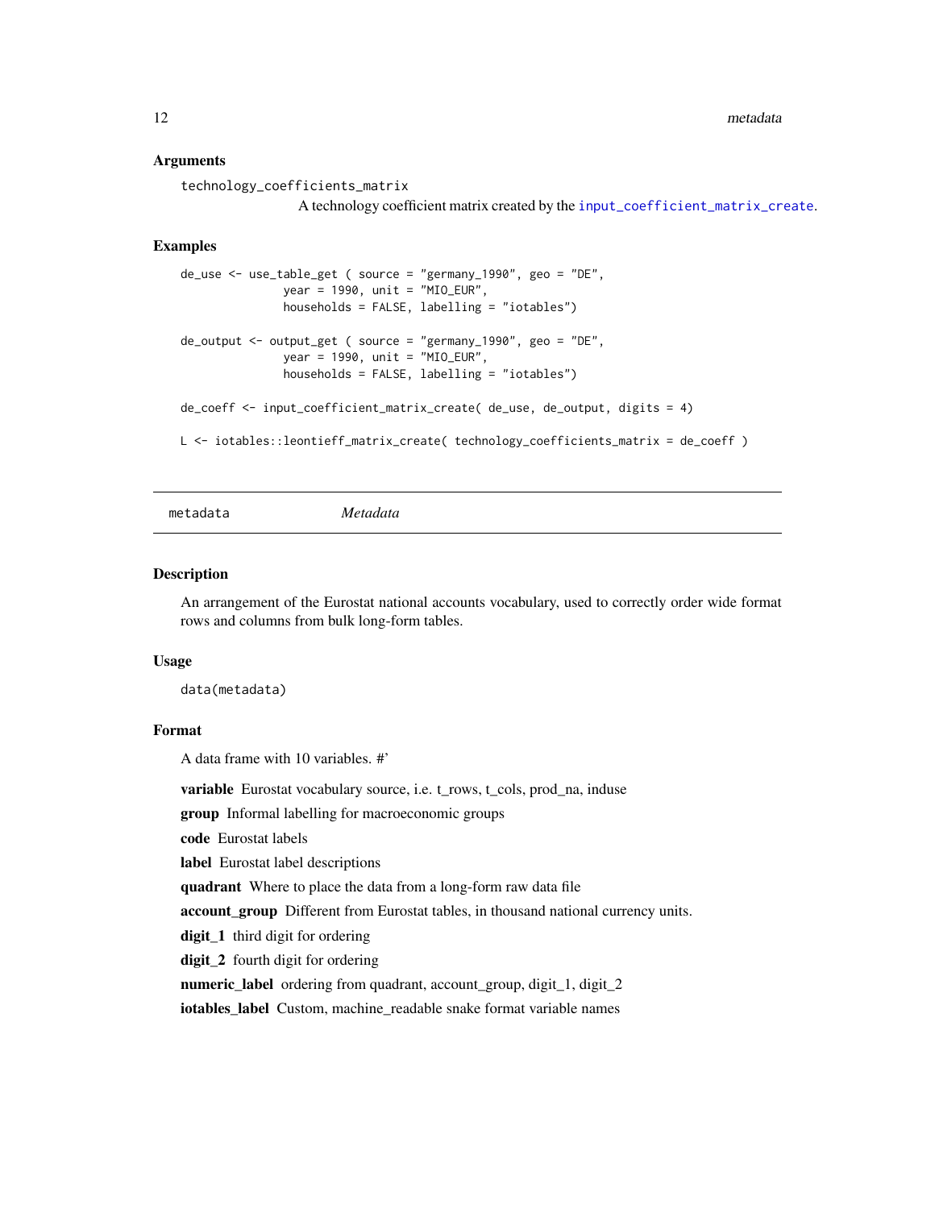### Arguments

`technology_coefficients_matrix`
A technology coefficient matrix created by the `input_coefficient_matrix_create`.

### Examples

```
de_use <- use_table_get ( source = "germany_1990", geo = "DE",
               year = 1990, unit = "MIO_EUR",
               households = FALSE, labelling = "iotables")

de_output <- output_get ( source = "germany_1990", geo = "DE",
               year = 1990, unit = "MIO_EUR",
               households = FALSE, labelling = "iotables")

de_coeff <- input_coefficient_matrix_create( de_use, de_output, digits = 4)

L <- iotables::leontieff_matrix_create( technology_coefficients_matrix = de_coeff )
```

---

## metadata *Metadata*

---

### Description

An arrangement of the Eurostat national accounts vocabulary, used to correctly order wide format rows and columns from bulk long-form tables.

### Usage

```
data(metadata)
```

### Format

A data frame with 10 variables. #'

**variable** Eurostat vocabulary source, i.e. t_rows, t_cols, prod_na, induse

**group** Informal labelling for macroeconomic groups

**code** Eurostat labels

**label** Eurostat label descriptions

**quadrant** Where to place the data from a long-form raw data file

**account_group** Different from Eurostat tables, in thousand national currency units.

**digit_1** third digit for ordering

**digit_2** fourth digit for ordering

**numeric_label** ordering from quadrant, account_group, digit_1, digit_2

**iotables_label** Custom, machine_readable snake format variable names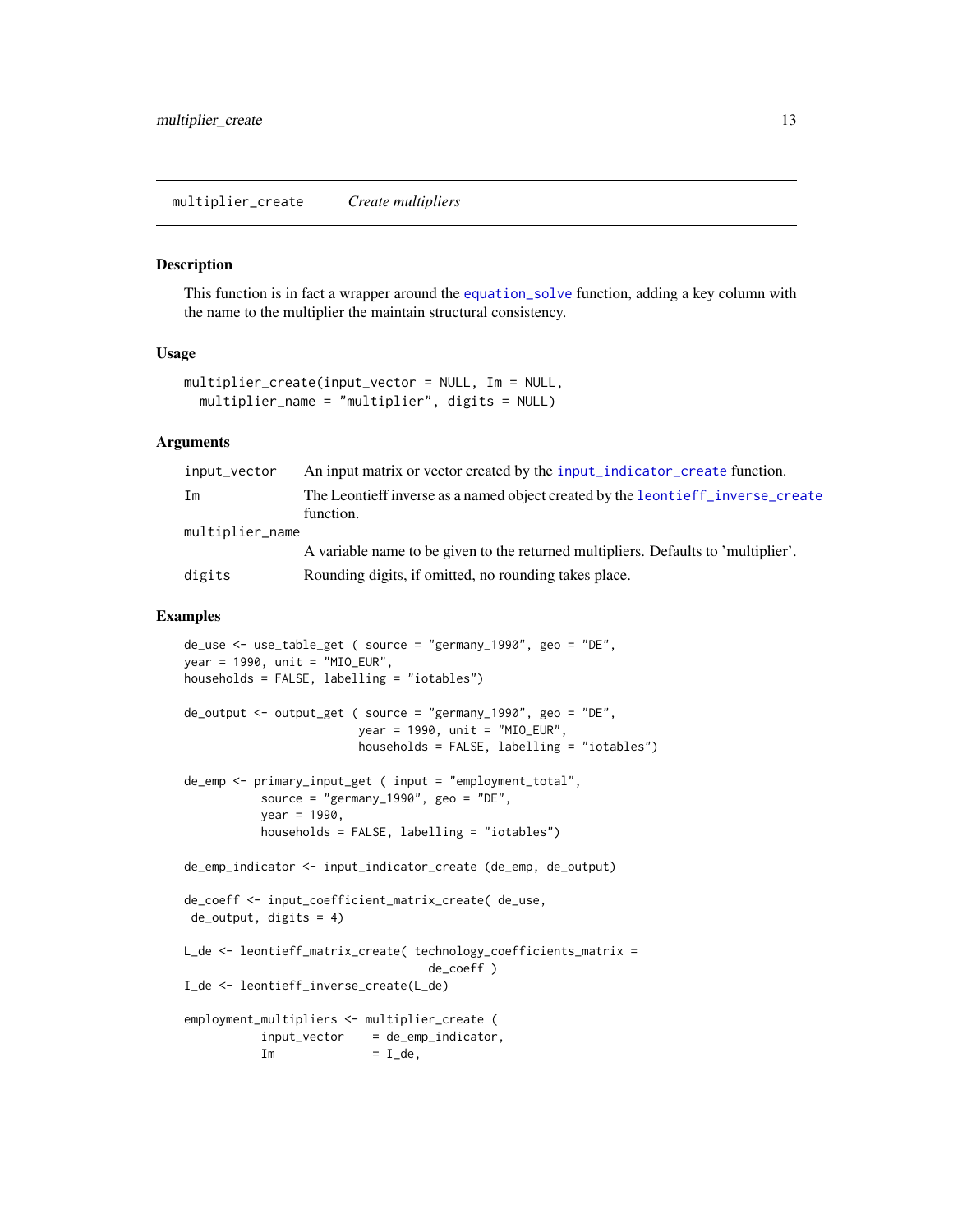## multiplier_create    *Create multipliers*

### Description

This function is in fact a wrapper around the equation_solve function, adding a key column with the name to the multiplier the maintain structural consistency.

### Usage

```
multiplier_create(input_vector = NULL, Im = NULL,
  multiplier_name = "multiplier", digits = NULL)
```

### Arguments

| | |
|---|---|
| input_vector | An input matrix or vector created by the input_indicator_create function. |
| Im | The Leontieff inverse as a named object created by the leontieff_inverse_create function. |
| multiplier_name | A variable name to be given to the returned multipliers. Defaults to 'multiplier'. |
| digits | Rounding digits, if omitted, no rounding takes place. |

### Examples

```
de_use <- use_table_get ( source = "germany_1990", geo = "DE",
year = 1990, unit = "MIO_EUR",
households = FALSE, labelling = "iotables")

de_output <- output_get ( source = "germany_1990", geo = "DE",
                         year = 1990, unit = "MIO_EUR",
                         households = FALSE, labelling = "iotables")

de_emp <- primary_input_get ( input = "employment_total",
           source = "germany_1990", geo = "DE",
           year = 1990,
           households = FALSE, labelling = "iotables")

de_emp_indicator <- input_indicator_create (de_emp, de_output)

de_coeff <- input_coefficient_matrix_create( de_use,
 de_output, digits = 4)

L_de <- leontieff_matrix_create( technology_coefficients_matrix =
                                   de_coeff )
I_de <- leontieff_inverse_create(L_de)

employment_multipliers <- multiplier_create (
           input_vector    = de_emp_indicator,
           Im              = I_de,
```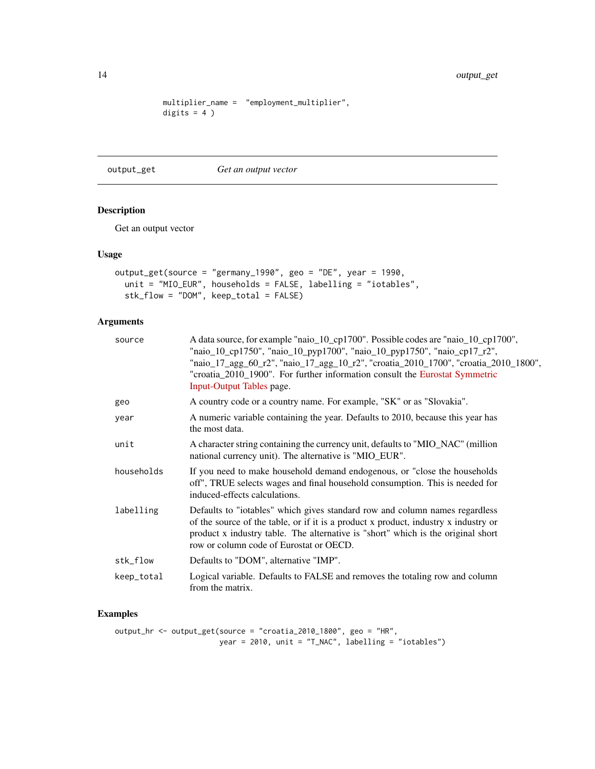```
multiplier_name =  "employment_multiplier",
digits = 4 )
```

## output_get    *Get an output vector*

### Description

Get an output vector

### Usage

```
output_get(source = "germany_1990", geo = "DE", year = 1990,
  unit = "MIO_EUR", households = FALSE, labelling = "iotables",
  stk_flow = "DOM", keep_total = FALSE)
```

### Arguments

| | |
|---|---|
| source | A data source, for example "naio_10_cp1700". Possible codes are "naio_10_cp1700", "naio_10_cp1750", "naio_10_pyp1700", "naio_10_pyp1750", "naio_cp17_r2", "naio_17_agg_60_r2", "naio_17_agg_10_r2", "croatia_2010_1700", "croatia_2010_1800", "croatia_2010_1900". For further information consult the Eurostat Symmetric Input-Output Tables page. |
| geo | A country code or a country name. For example, "SK" or as "Slovakia". |
| year | A numeric variable containing the year. Defaults to 2010, because this year has the most data. |
| unit | A character string containing the currency unit, defaults to "MIO_NAC" (million national currency unit). The alternative is "MIO_EUR". |
| households | If you need to make household demand endogenous, or "close the households off", TRUE selects wages and final household consumption. This is needed for induced-effects calculations. |
| labelling | Defaults to "iotables" which gives standard row and column names regardless of the source of the table, or if it is a product x product, industry x industry or product x industry table. The alternative is "short" which is the original short row or column code of Eurostat or OECD. |
| stk_flow | Defaults to "DOM", alternative "IMP". |
| keep_total | Logical variable. Defaults to FALSE and removes the totaling row and column from the matrix. |

### Examples

```
output_hr <- output_get(source = "croatia_2010_1800", geo = "HR",
                     year = 2010, unit = "T_NAC", labelling = "iotables")
```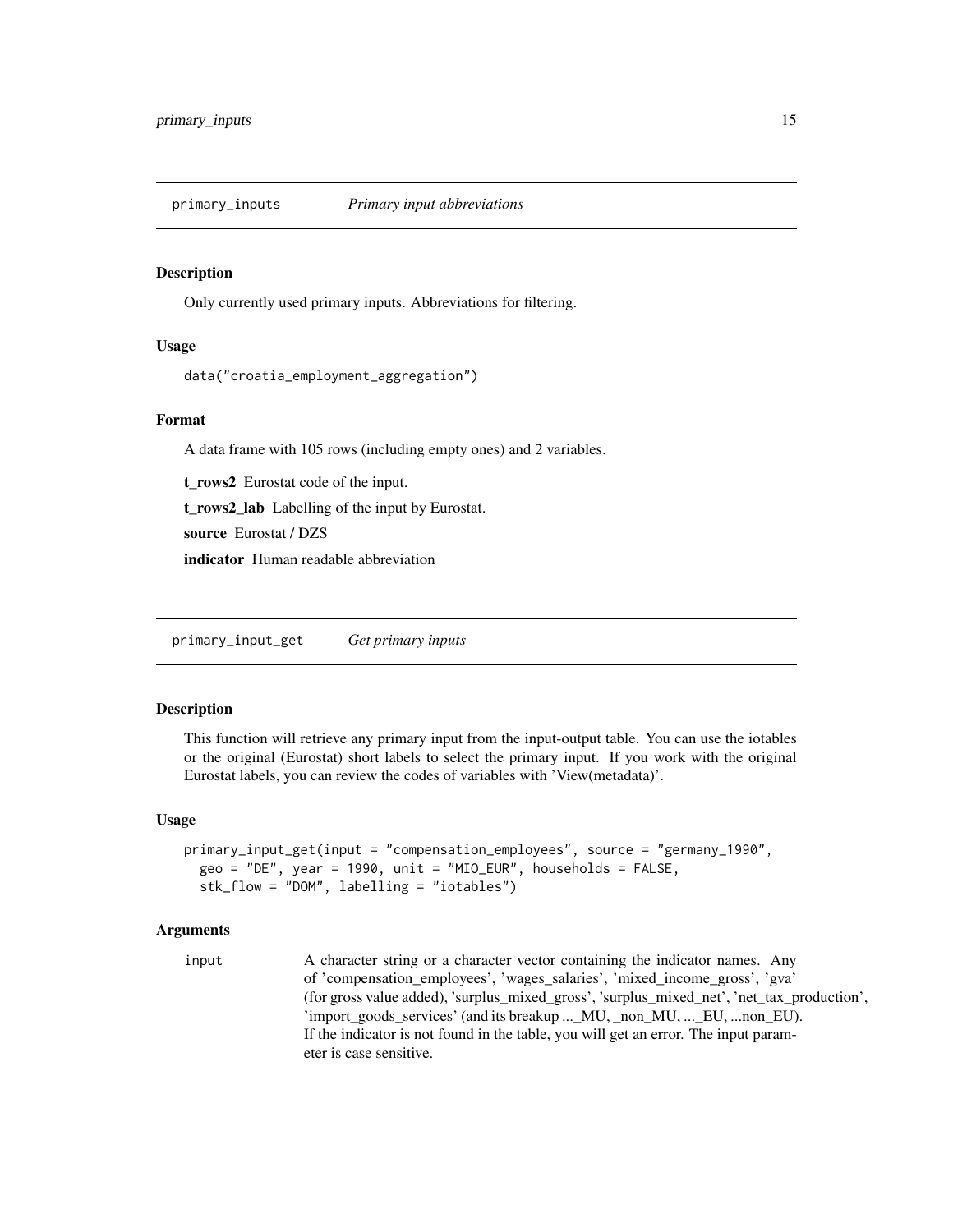## primary_inputs — *Primary input abbreviations*

### Description

Only currently used primary inputs. Abbreviations for filtering.

### Usage

```
data("croatia_employment_aggregation")
```

### Format

A data frame with 105 rows (including empty ones) and 2 variables.

**t_rows2** Eurostat code of the input.

**t_rows2_lab** Labelling of the input by Eurostat.

**source** Eurostat / DZS

**indicator** Human readable abbreviation

## primary_input_get — *Get primary inputs*

### Description

This function will retrieve any primary input from the input-output table. You can use the iotables or the original (Eurostat) short labels to select the primary input. If you work with the original Eurostat labels, you can review the codes of variables with 'View(metadata)'.

### Usage

```
primary_input_get(input = "compensation_employees", source = "germany_1990",
  geo = "DE", year = 1990, unit = "MIO_EUR", households = FALSE,
  stk_flow = "DOM", labelling = "iotables")
```

### Arguments

| | |
|---|---|
| input | A character string or a character vector containing the indicator names. Any of 'compensation_employees', 'wages_salaries', 'mixed_income_gross', 'gva' (for gross value added), 'surplus_mixed_gross', 'surplus_mixed_net', 'net_tax_production', 'import_goods_services' (and its breakup ..._MU, _non_MU, ..._EU, ...non_EU). If the indicator is not found in the table, you will get an error. The input parameter is case sensitive. |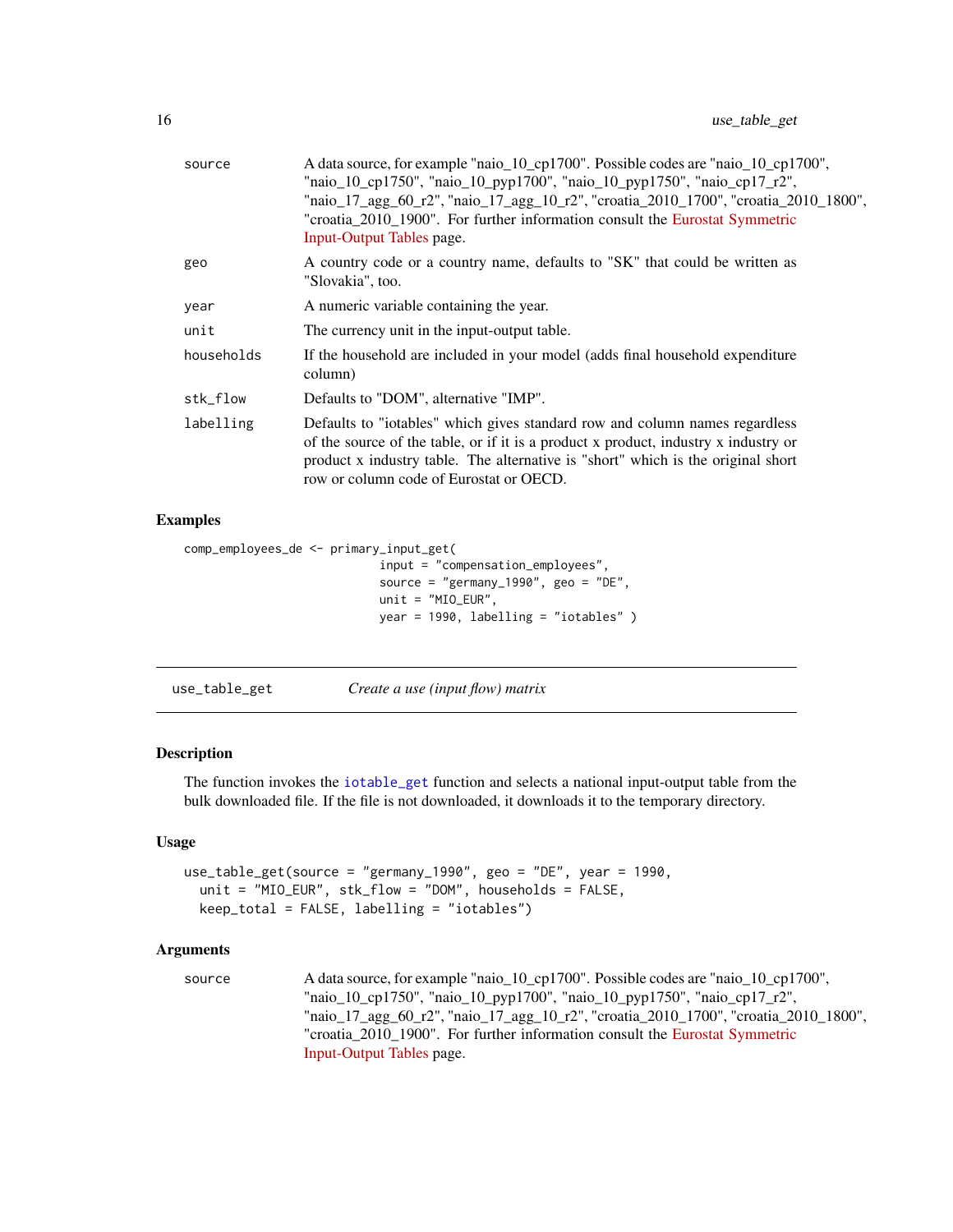| | |
|---|---|
| source | A data source, for example "naio_10_cp1700". Possible codes are "naio_10_cp1700", "naio_10_cp1750", "naio_10_pyp1700", "naio_10_pyp1750", "naio_cp17_r2", "naio_17_agg_60_r2", "naio_17_agg_10_r2", "croatia_2010_1700", "croatia_2010_1800", "croatia_2010_1900". For further information consult the Eurostat Symmetric Input-Output Tables page. |
| geo | A country code or a country name, defaults to "SK" that could be written as "Slovakia", too. |
| year | A numeric variable containing the year. |
| unit | The currency unit in the input-output table. |
| households | If the household are included in your model (adds final household expenditure column) |
| stk_flow | Defaults to "DOM", alternative "IMP". |
| labelling | Defaults to "iotables" which gives standard row and column names regardless of the source of the table, or if it is a product x product, industry x industry or product x industry table. The alternative is "short" which is the original short row or column code of Eurostat or OECD. |

### Examples

```
comp_employees_de <- primary_input_get(
                         input = "compensation_employees",
                         source = "germany_1990", geo = "DE",
                         unit = "MIO_EUR",
                         year = 1990, labelling = "iotables" )
```

## use_table_get    *Create a use (input flow) matrix*

### Description

The function invokes the `iotable_get` function and selects a national input-output table from the bulk downloaded file. If the file is not downloaded, it downloads it to the temporary directory.

### Usage

```
use_table_get(source = "germany_1990", geo = "DE", year = 1990,
  unit = "MIO_EUR", stk_flow = "DOM", households = FALSE,
  keep_total = FALSE, labelling = "iotables")
```

### Arguments

| | |
|---|---|
| source | A data source, for example "naio_10_cp1700". Possible codes are "naio_10_cp1700", "naio_10_cp1750", "naio_10_pyp1700", "naio_10_pyp1750", "naio_cp17_r2", "naio_17_agg_60_r2", "naio_17_agg_10_r2", "croatia_2010_1700", "croatia_2010_1800", "croatia_2010_1900". For further information consult the Eurostat Symmetric Input-Output Tables page. |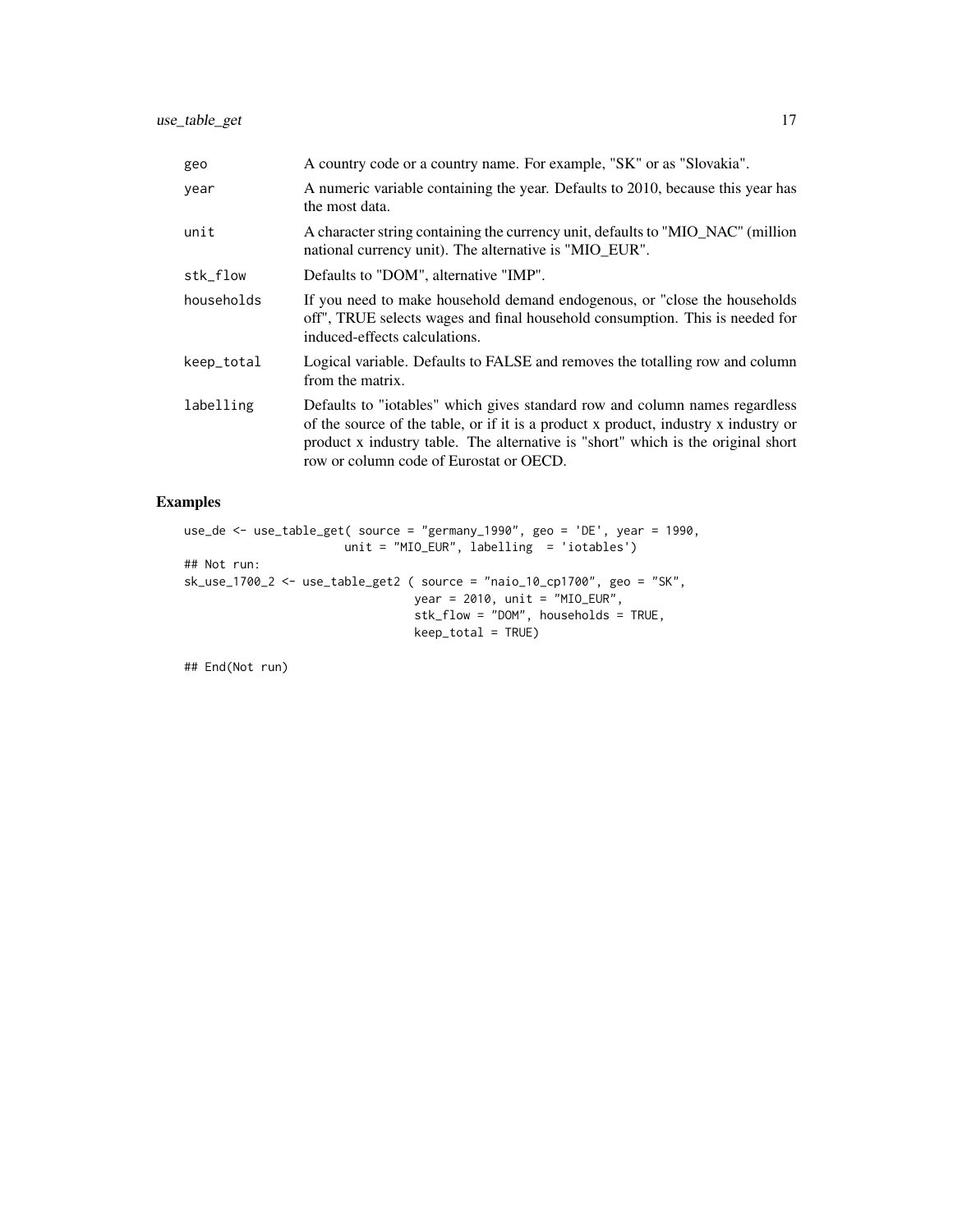| | |
|---|---|
| `geo` | A country code or a country name. For example, "SK" or as "Slovakia". |
| `year` | A numeric variable containing the year. Defaults to 2010, because this year has the most data. |
| `unit` | A character string containing the currency unit, defaults to "MIO_NAC" (million national currency unit). The alternative is "MIO_EUR". |
| `stk_flow` | Defaults to "DOM", alternative "IMP". |
| `households` | If you need to make household demand endogenous, or "close the households off", TRUE selects wages and final household consumption. This is needed for induced-effects calculations. |
| `keep_total` | Logical variable. Defaults to FALSE and removes the totalling row and column from the matrix. |
| `labelling` | Defaults to "iotables" which gives standard row and column names regardless of the source of the table, or if it is a product x product, industry x industry or product x industry table. The alternative is "short" which is the original short row or column code of Eurostat or OECD. |

## Examples

```
use_de <- use_table_get( source = "germany_1990", geo = 'DE', year = 1990,
                    unit = "MIO_EUR", labelling  = 'iotables')
## Not run:
sk_use_1700_2 <- use_table_get2 ( source = "naio_10_cp1700", geo = "SK",
                                year = 2010, unit = "MIO_EUR",
                                stk_flow = "DOM", households = TRUE,
                                keep_total = TRUE)

## End(Not run)
```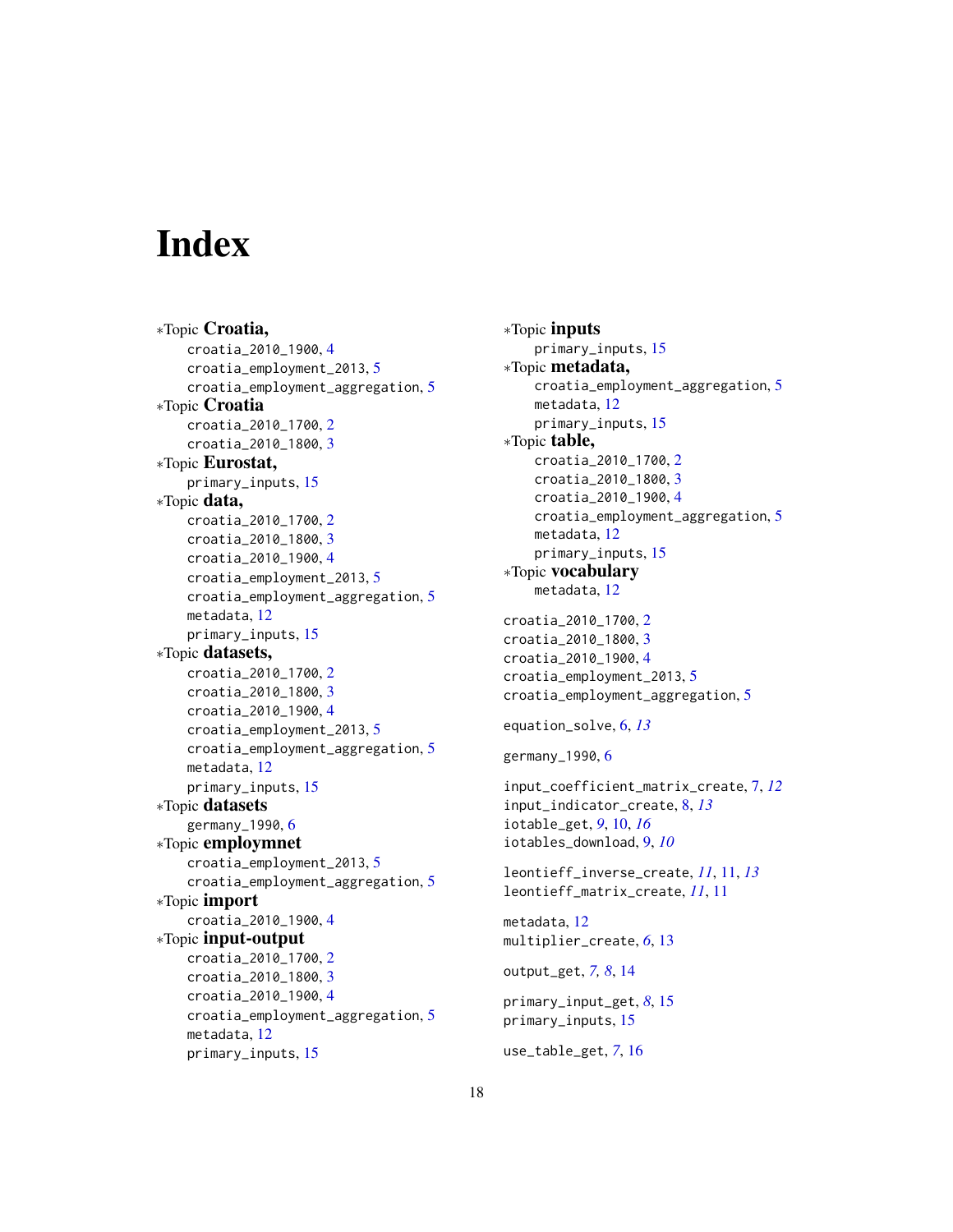# Index

∗Topic **Croatia,**
- croatia_2010_1900, 4
- croatia_employment_2013, 5
- croatia_employment_aggregation, 5

∗Topic **Croatia**
- croatia_2010_1700, 2
- croatia_2010_1800, 3

∗Topic **Eurostat,**
- primary_inputs, 15

∗Topic **data,**
- croatia_2010_1700, 2
- croatia_2010_1800, 3
- croatia_2010_1900, 4
- croatia_employment_2013, 5
- croatia_employment_aggregation, 5
- metadata, 12
- primary_inputs, 15

∗Topic **datasets,**
- croatia_2010_1700, 2
- croatia_2010_1800, 3
- croatia_2010_1900, 4
- croatia_employment_2013, 5
- croatia_employment_aggregation, 5
- metadata, 12
- primary_inputs, 15

∗Topic **datasets**
- germany_1990, 6

∗Topic **employmnet**
- croatia_employment_2013, 5
- croatia_employment_aggregation, 5

∗Topic **import**
- croatia_2010_1900, 4

∗Topic **input-output**
- croatia_2010_1700, 2
- croatia_2010_1800, 3
- croatia_2010_1900, 4
- croatia_employment_aggregation, 5
- metadata, 12
- primary_inputs, 15

∗Topic **inputs**
- primary_inputs, 15

∗Topic **metadata,**
- croatia_employment_aggregation, 5
- metadata, 12
- primary_inputs, 15

∗Topic **table,**
- croatia_2010_1700, 2
- croatia_2010_1800, 3
- croatia_2010_1900, 4
- croatia_employment_aggregation, 5
- metadata, 12
- primary_inputs, 15

∗Topic **vocabulary**
- metadata, 12

croatia_2010_1700, 2
croatia_2010_1800, 3
croatia_2010_1900, 4
croatia_employment_2013, 5
croatia_employment_aggregation, 5

equation_solve, 6, *13*

germany_1990, 6

input_coefficient_matrix_create, 7, *12*
input_indicator_create, 8, *13*
iotable_get, *9*, 10, *16*
iotables_download, 9, *10*

leontieff_inverse_create, *11*, 11, *13*
leontieff_matrix_create, *11*, 11

metadata, 12
multiplier_create, *6*, 13

output_get, *7, 8*, 14

primary_input_get, *8*, 15
primary_inputs, 15

use_table_get, *7*, 16